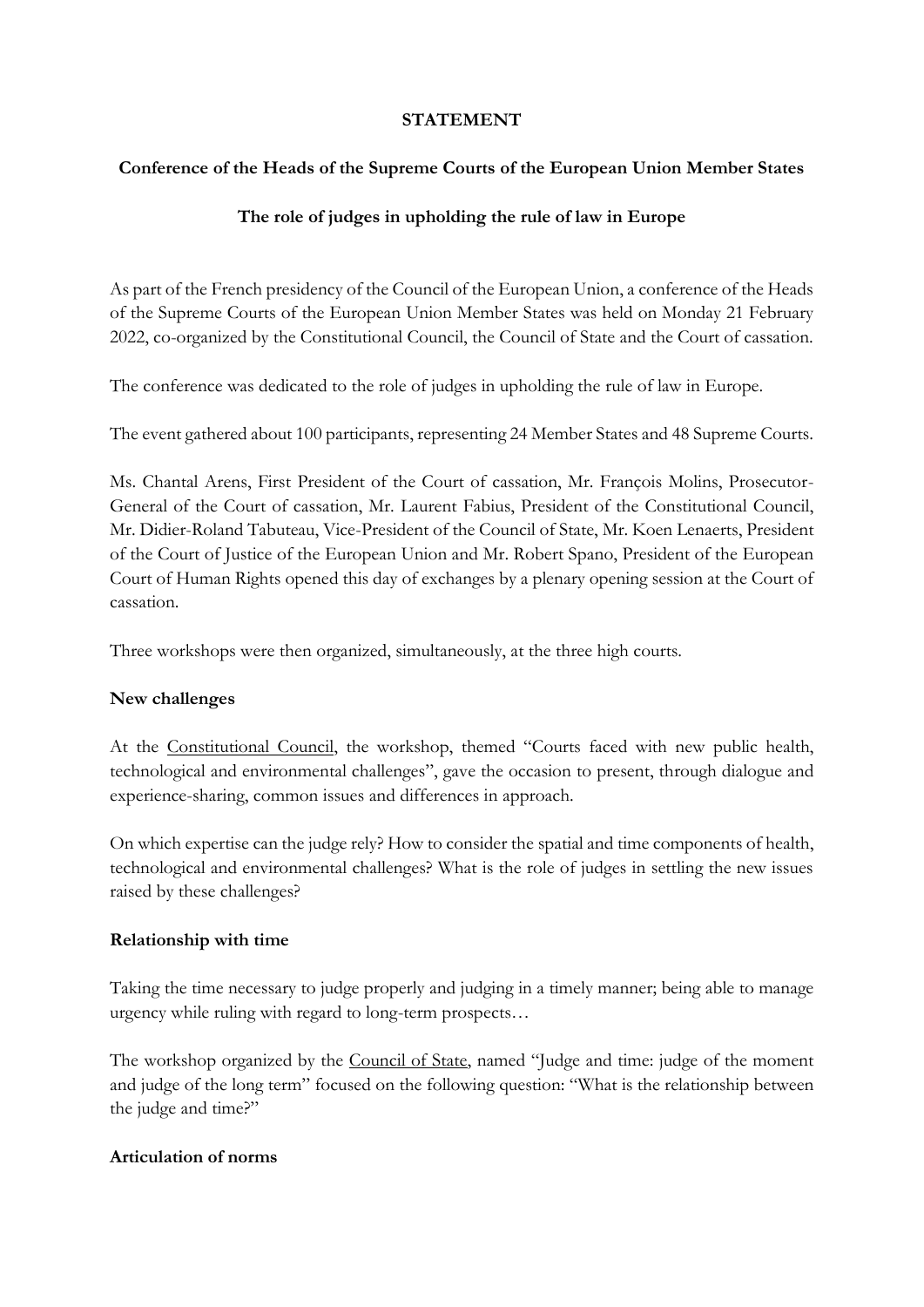**STATEMENT**

**Conference of the Heads of the Supreme Courts of the European Union Member States**

**The role of judges in upholding the rule of law in Europe**

As part of the French presidency of the Council of the European Union, a conference of the Heads of the Supreme Courts of the European Union Member States was held on Monday 21 February 2022, co-organized by the Constitutional Council, the Council of State and the Court of cassation.

The conference was dedicated to the role of judges in upholding the rule of law in Europe.

The event gathered about 100 participants, representing 24 Member States and 48 Supreme Courts.

Ms. Chantal Arens, First President of the Court of cassation, Mr. François Molins, Prosecutor-General of the Court of cassation, Mr. Laurent Fabius, President of the Constitutional Council, Mr. Didier-Roland Tabuteau, Vice-President of the Council of State, Mr. Koen Lenaerts, President of the Court of Justice of the European Union and Mr. Robert Spano, President of the European Court of Human Rights opened this day of exchanges by a plenary opening session at the Court of cassation.

Three workshops were then organized, simultaneously, at the three high courts.

**New challenges**

At the Constitutional Council, the workshop, themed "Courts faced with new public health, technological and environmental challenges", gave the occasion to present, through dialogue and experience-sharing, common issues and differences in approach.

On which expertise can the judge rely? How to consider the spatial and time components of health, technological and environmental challenges? What is the role of judges in settling the new issues raised by these challenges?

**Relationship with time**

Taking the time necessary to judge properly and judging in a timely manner; being able to manage urgency while ruling with regard to long-term prospects…

The workshop organized by the Council of State, named "Judge and time: judge of the moment and judge of the long term" focused on the following question: "What is the relationship between the judge and time?"

**Articulation of norms**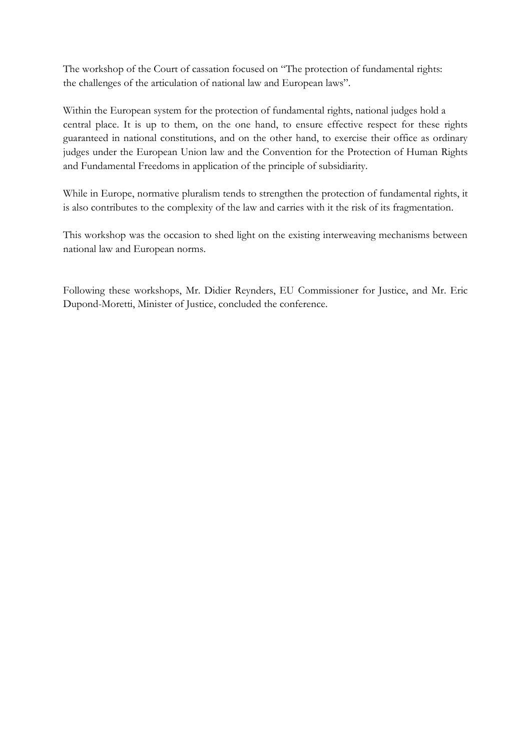The workshop of the Court of cassation focused on "The protection of fundamental rights: the challenges of the articulation of national law and European laws".

Within the European system for the protection of fundamental rights, national judges hold a central place. It is up to them, on the one hand, to ensure effective respect for these rights guaranteed in national constitutions, and on the other hand, to exercise their office as ordinary judges under the European Union law and the Convention for the Protection of Human Rights and Fundamental Freedoms in application of the principle of subsidiarity.

While in Europe, normative pluralism tends to strengthen the protection of fundamental rights, it is also contributes to the complexity of the law and carries with it the risk of its fragmentation.

This workshop was the occasion to shed light on the existing interweaving mechanisms between national law and European norms.

Following these workshops, Mr. Didier Reynders, EU Commissioner for Justice, and Mr. Eric Dupond-Moretti, Minister of Justice, concluded the conference.